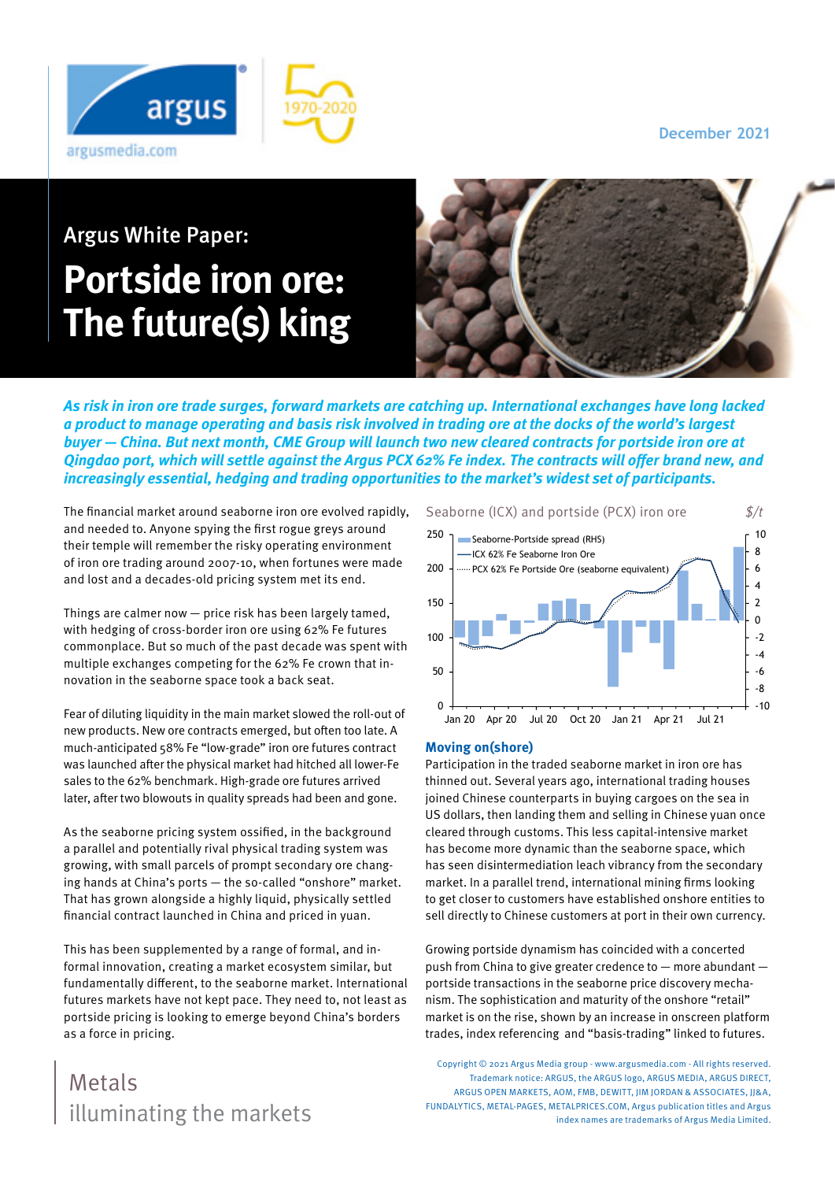December 2021

# Argus White Paper:

# Portside iron ore: The future(s) king

***As risk in iron ore trade surges, forward markets are catching up. International exchanges have long lacked a product to manage operating and basis risk involved in trading ore at the docks of the world's largest buyer — China. But next month, CME Group will launch two new cleared contracts for portside iron ore at Qingdao port, which will settle against the Argus PCX 62% Fe index. The contracts will offer brand new, and increasingly essential, hedging and trading opportunities to the market's widest set of participants.***

The financial market around seaborne iron ore evolved rapidly, and needed to. Anyone spying the first rogue greys around their temple will remember the risky operating environment of iron ore trading around 2007-10, when fortunes were made and lost and a decades-old pricing system met its end.

Things are calmer now — price risk has been largely tamed, with hedging of cross-border iron ore using 62% Fe futures commonplace. But so much of the past decade was spent with multiple exchanges competing for the 62% Fe crown that innovation in the seaborne space took a back seat.

Fear of diluting liquidity in the main market slowed the roll-out of new products. New ore contracts emerged, but often too late. A much-anticipated 58% Fe "low-grade" iron ore futures contract was launched after the physical market had hitched all lower-Fe sales to the 62% benchmark. High-grade ore futures arrived later, after two blowouts in quality spreads had been and gone.

As the seaborne pricing system ossified, in the background a parallel and potentially rival physical trading system was growing, with small parcels of prompt secondary ore changing hands at China's ports — the so-called "onshore" market. That has grown alongside a highly liquid, physically settled financial contract launched in China and priced in yuan.

This has been supplemented by a range of formal, and informal innovation, creating a market ecosystem similar, but fundamentally different, to the seaborne market. International futures markets have not kept pace. They need to, not least as portside pricing is looking to emerge beyond China's borders as a force in pricing.

Seaborne (ICX) and portside (PCX) iron ore — $/t

Legend: Seaborne-Portside spread (RHS); ICX 62% Fe Seaborne Iron Ore; PCX 62% Fe Portside Ore (seaborne equivalent)

### Moving on(shore)

Participation in the traded seaborne market in iron ore has thinned out. Several years ago, international trading houses joined Chinese counterparts in buying cargoes on the sea in US dollars, then landing them and selling in Chinese yuan once cleared through customs. This less capital-intensive market has become more dynamic than the seaborne space, which has seen disintermediation leach vibrancy from the secondary market. In a parallel trend, international mining firms looking to get closer to customers have established onshore entities to sell directly to Chinese customers at port in their own currency.

Growing portside dynamism has coincided with a concerted push from China to give greater credence to — more abundant — portside transactions in the seaborne price discovery mechanism. The sophistication and maturity of the onshore "retail" market is on the rise, shown by an increase in onscreen platform trades, index referencing and "basis-trading" linked to futures.

Copyright © 2021 Argus Media group - www.argusmedia.com - All rights reserved.
Trademark notice: ARGUS, the ARGUS logo, ARGUS MEDIA, ARGUS DIRECT, ARGUS OPEN MARKETS, AOM, FMB, DEWITT, JIM JORDAN & ASSOCIATES, JJ&A, FUNDALYTICS, METAL-PAGES, METALPRICES.COM, Argus publication titles and Argus index names are trademarks of Argus Media Limited.

Metals
illuminating the markets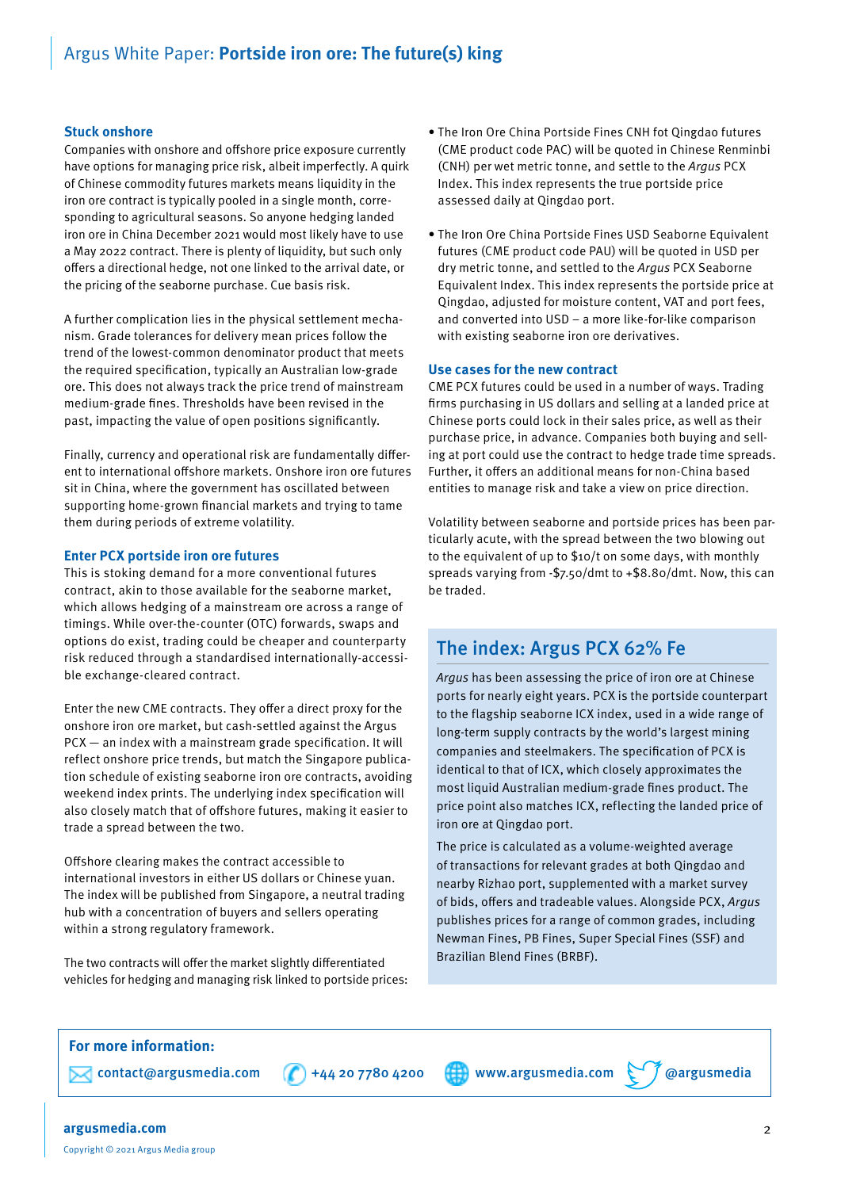## Stuck onshore

Companies with onshore and offshore price exposure currently have options for managing price risk, albeit imperfectly. A quirk of Chinese commodity futures markets means liquidity in the iron ore contract is typically pooled in a single month, corresponding to agricultural seasons. So anyone hedging landed iron ore in China December 2021 would most likely have to use a May 2022 contract. There is plenty of liquidity, but such only offers a directional hedge, not one linked to the arrival date, or the pricing of the seaborne purchase. Cue basis risk.

A further complication lies in the physical settlement mechanism. Grade tolerances for delivery mean prices follow the trend of the lowest-common denominator product that meets the required specification, typically an Australian low-grade ore. This does not always track the price trend of mainstream medium-grade fines. Thresholds have been revised in the past, impacting the value of open positions significantly.

Finally, currency and operational risk are fundamentally different to international offshore markets. Onshore iron ore futures sit in China, where the government has oscillated between supporting home-grown financial markets and trying to tame them during periods of extreme volatility.

## Enter PCX portside iron ore futures

This is stoking demand for a more conventional futures contract, akin to those available for the seaborne market, which allows hedging of a mainstream ore across a range of timings. While over-the-counter (OTC) forwards, swaps and options do exist, trading could be cheaper and counterparty risk reduced through a standardised internationally-accessible exchange-cleared contract.

Enter the new CME contracts. They offer a direct proxy for the onshore iron ore market, but cash-settled against the Argus PCX — an index with a mainstream grade specification. It will reflect onshore price trends, but match the Singapore publication schedule of existing seaborne iron ore contracts, avoiding weekend index prints. The underlying index specification will also closely match that of offshore futures, making it easier to trade a spread between the two.

Offshore clearing makes the contract accessible to international investors in either US dollars or Chinese yuan. The index will be published from Singapore, a neutral trading hub with a concentration of buyers and sellers operating within a strong regulatory framework.

The two contracts will offer the market slightly differentiated vehicles for hedging and managing risk linked to portside prices:

- The Iron Ore China Portside Fines CNH fot Qingdao futures (CME product code PAC) will be quoted in Chinese Renminbi (CNH) per wet metric tonne, and settle to the *Argus* PCX Index. This index represents the true portside price assessed daily at Qingdao port.
- The Iron Ore China Portside Fines USD Seaborne Equivalent futures (CME product code PAU) will be quoted in USD per dry metric tonne, and settled to the *Argus* PCX Seaborne Equivalent Index. This index represents the portside price at Qingdao, adjusted for moisture content, VAT and port fees, and converted into USD – a more like-for-like comparison with existing seaborne iron ore derivatives.

## Use cases for the new contract

CME PCX futures could be used in a number of ways. Trading firms purchasing in US dollars and selling at a landed price at Chinese ports could lock in their sales price, as well as their purchase price, in advance. Companies both buying and selling at port could use the contract to hedge trade time spreads. Further, it offers an additional means for non-China based entities to manage risk and take a view on price direction.

Volatility between seaborne and portside prices has been particularly acute, with the spread between the two blowing out to the equivalent of up to $10/t on some days, with monthly spreads varying from -$7.50/dmt to +$8.80/dmt. Now, this can be traded.

## The index: Argus PCX 62% Fe

*Argus* has been assessing the price of iron ore at Chinese ports for nearly eight years. PCX is the portside counterpart to the flagship seaborne ICX index, used in a wide range of long-term supply contracts by the world's largest mining companies and steelmakers. The specification of PCX is identical to that of ICX, which closely approximates the most liquid Australian medium-grade fines product. The price point also matches ICX, reflecting the landed price of iron ore at Qingdao port.

The price is calculated as a volume-weighted average of transactions for relevant grades at both Qingdao and nearby Rizhao port, supplemented with a market survey of bids, offers and tradeable values. Alongside PCX, *Argus* publishes prices for a range of common grades, including Newman Fines, PB Fines, Super Special Fines (SSF) and Brazilian Blend Fines (BRBF).

**For more information:**

contact@argusmedia.com | +44 20 7780 4200 | www.argusmedia.com | @argusmedia